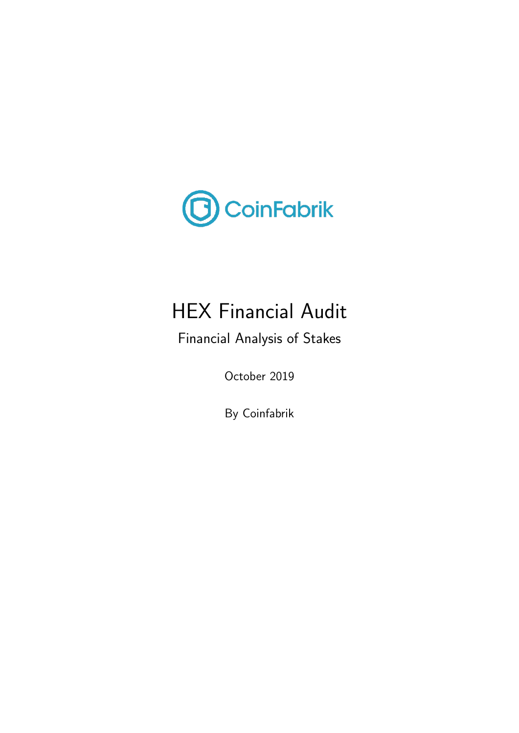CoinFabrik

# HEX Financial Audit

Financial Analysis of Stakes

October 2019

By Coinfabrik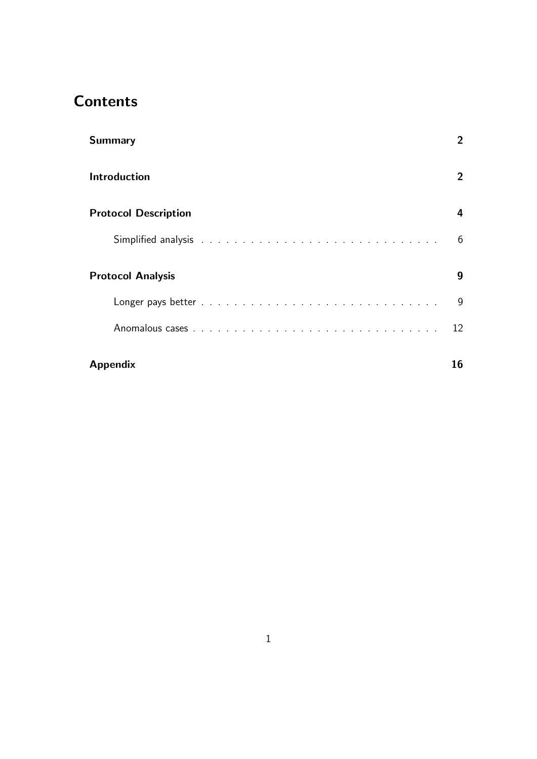# Contents

**Summary** — 2

**Introduction** — 2

**Protocol Description** — 4

- Simplified analysis — 6

**Protocol Analysis** — 9

- Longer pays better — 9
- Anomalous cases — 12

**Appendix** — 16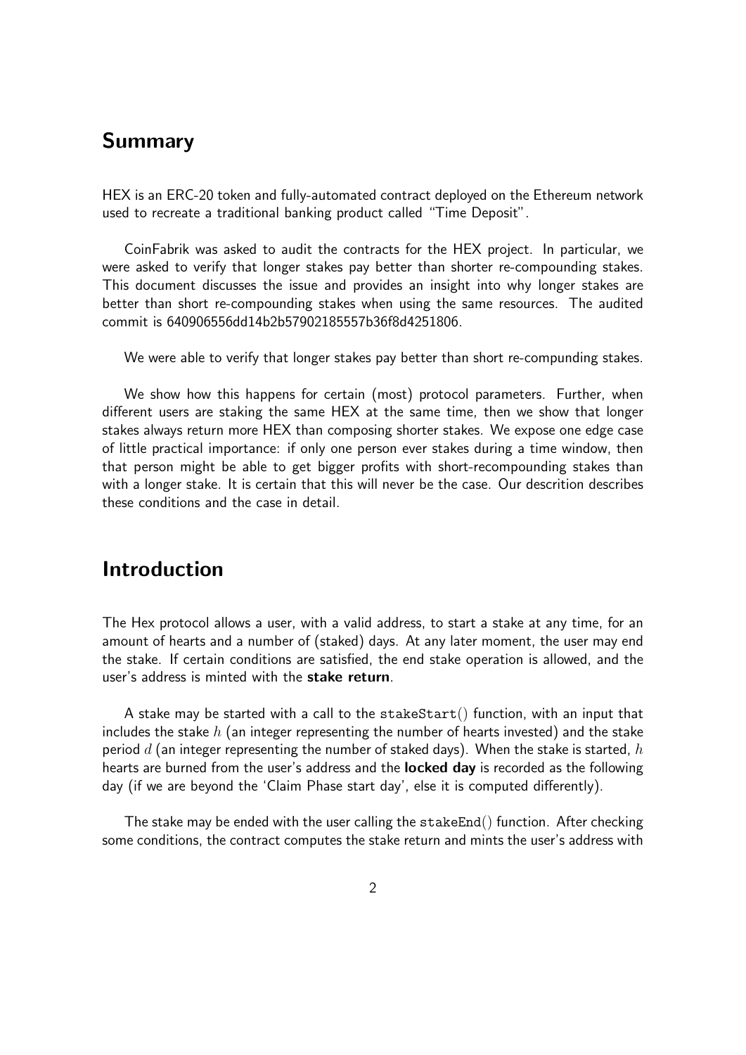## Summary

HEX is an ERC-20 token and fully-automated contract deployed on the Ethereum network used to recreate a traditional banking product called "Time Deposit".

CoinFabrik was asked to audit the contracts for the HEX project. In particular, we were asked to verify that longer stakes pay better than shorter re-compounding stakes. This document discusses the issue and provides an insight into why longer stakes are better than short re-compounding stakes when using the same resources. The audited commit is 640906556dd14b2b57902185557b36f8d4251806.

We were able to verify that longer stakes pay better than short re-compunding stakes.

We show how this happens for certain (most) protocol parameters. Further, when different users are staking the same HEX at the same time, then we show that longer stakes always return more HEX than composing shorter stakes. We expose one edge case of little practical importance: if only one person ever stakes during a time window, then that person might be able to get bigger profits with short-recompounding stakes than with a longer stake. It is certain that this will never be the case. Our descrition describes these conditions and the case in detail.

## Introduction

The Hex protocol allows a user, with a valid address, to start a stake at any time, for an amount of hearts and a number of (staked) days. At any later moment, the user may end the stake. If certain conditions are satisfied, the end stake operation is allowed, and the user's address is minted with the **stake return**.

A stake may be started with a call to the stakeStart() function, with an input that includes the stake $h$ (an integer representing the number of hearts invested) and the stake period $d$ (an integer representing the number of staked days). When the stake is started, $h$ hearts are burned from the user's address and the **locked day** is recorded as the following day (if we are beyond the 'Claim Phase start day', else it is computed differently).

The stake may be ended with the user calling the stakeEnd() function. After checking some conditions, the contract computes the stake return and mints the user's address with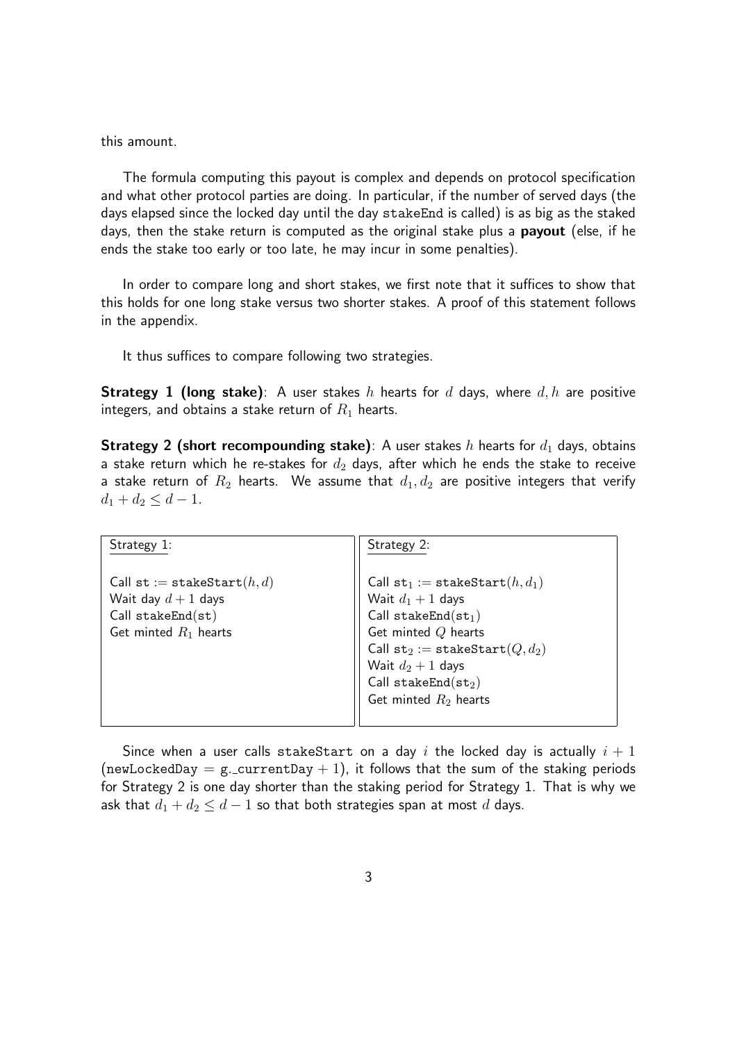this amount.

The formula computing this payout is complex and depends on protocol specification and what other protocol parties are doing. In particular, if the number of served days (the days elapsed since the locked day until the day `stakeEnd` is called) is as big as the staked days, then the stake return is computed as the original stake plus a **payout** (else, if he ends the stake too early or too late, he may incur in some penalties).

In order to compare long and short stakes, we first note that it suffices to show that this holds for one long stake versus two shorter stakes. A proof of this statement follows in the appendix.

It thus suffices to compare following two strategies.

**Strategy 1 (long stake)**: A user stakes $h$ hearts for $d$ days, where $d, h$ are positive integers, and obtains a stake return of $R_1$ hearts.

**Strategy 2 (short recompounding stake)**: A user stakes $h$ hearts for $d_1$ days, obtains a stake return which he re-stakes for $d_2$ days, after which he ends the stake to receive a stake return of $R_2$ hearts. We assume that $d_1, d_2$ are positive integers that verify $d_1 + d_2 \leq d - 1$.

| Strategy 1: | Strategy 2: |
|---|---|
| Call $\texttt{st} := \texttt{stakeStart}(h, d)$ | Call $\texttt{st}_1 := \texttt{stakeStart}(h, d_1)$ |
| Wait day $d + 1$ days | Wait $d_1 + 1$ days |
| Call $\texttt{stakeEnd}(\texttt{st})$ | Call $\texttt{stakeEnd}(\texttt{st}_1)$ |
| Get minted $R_1$ hearts | Get minted $Q$ hearts |
| | Call $\texttt{st}_2 := \texttt{stakeStart}(Q, d_2)$ |
| | Wait $d_2 + 1$ days |
| | Call $\texttt{stakeEnd}(\texttt{st}_2)$ |
| | Get minted $R_2$ hearts |

Since when a user calls `stakeStart` on a day $i$ the locked day is actually $i + 1$ ($\texttt{newLockedDay} = \texttt{g.\_currentDay} + 1$), it follows that the sum of the staking periods for Strategy 2 is one day shorter than the staking period for Strategy 1. That is why we ask that $d_1 + d_2 \leq d - 1$ so that both strategies span at most $d$ days.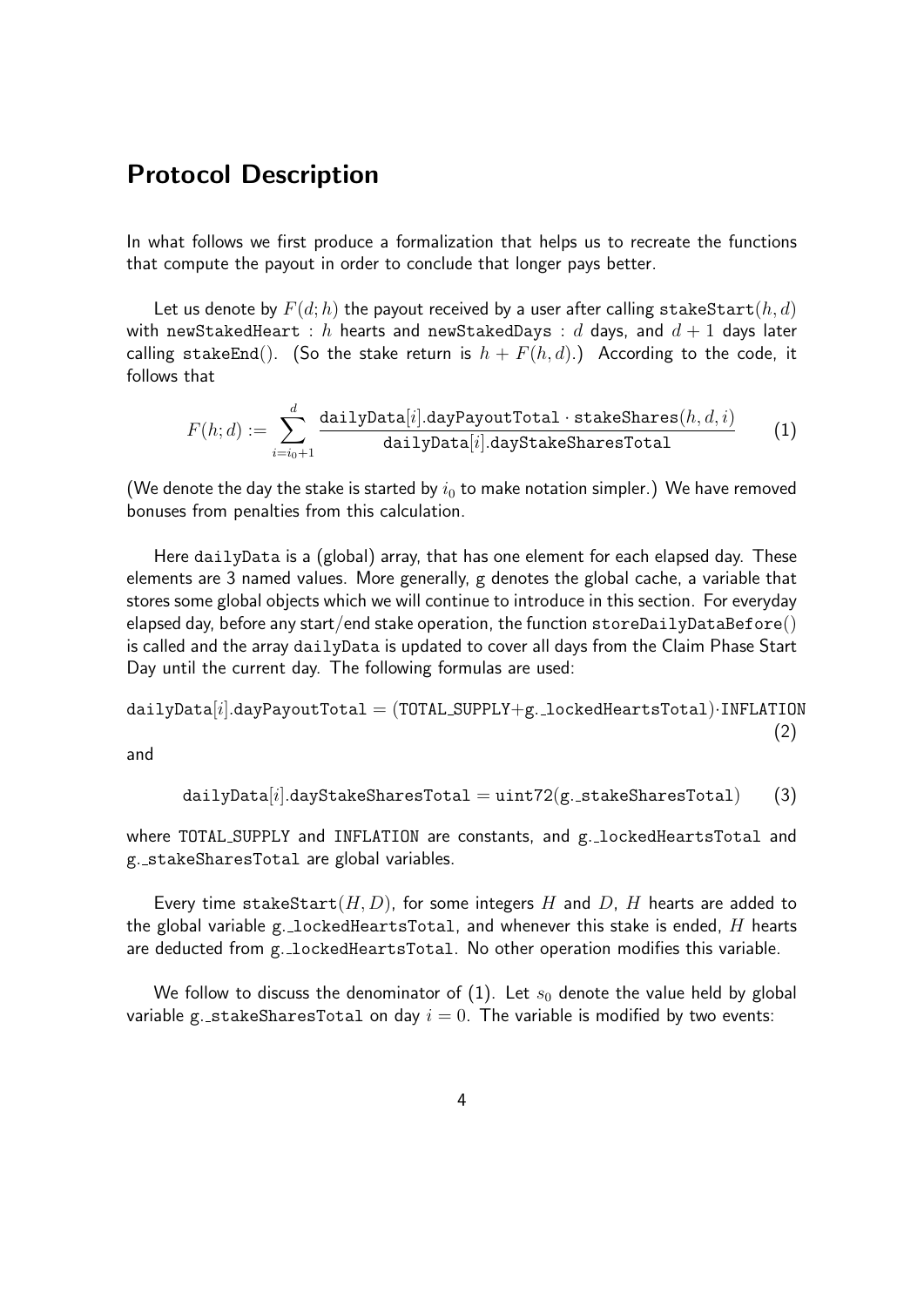## Protocol Description

In what follows we first produce a formalization that helps us to recreate the functions that compute the payout in order to conclude that longer pays better.

Let us denote by $F(d; h)$ the payout received by a user after calling $\texttt{stakeStart}(h, d)$ with newStakedHeart : $h$ hearts and newStakedDays : $d$ days, and $d + 1$ days later calling $\texttt{stakeEnd}()$. (So the stake return is $h + F(h, d)$.) According to the code, it follows that

$$F(h; d) := \sum_{i=i_0+1}^{d} \frac{\texttt{dailyData}[i].\texttt{dayPayoutTotal} \cdot \texttt{stakeShares}(h, d, i)}{\texttt{dailyData}[i].\texttt{dayStakeSharesTotal}} \qquad (1)$$

(We denote the day the stake is started by $i_0$ to make notation simpler.) We have removed bonuses from penalties from this calculation.

Here dailyData is a (global) array, that has one element for each elapsed day. These elements are 3 named values. More generally, g denotes the global cache, a variable that stores some global objects which we will continue to introduce in this section. For everyday elapsed day, before any start/end stake operation, the function $\texttt{storeDailyDataBefore}()$ is called and the array dailyData is updated to cover all days from the Claim Phase Start Day until the current day. The following formulas are used:

$$\texttt{dailyData}[i].\texttt{dayPayoutTotal} = (\texttt{TOTAL\_SUPPLY} + \texttt{g.\_lockedHeartsTotal}) \cdot \texttt{INFLATION} \qquad (2)$$

and

$$\texttt{dailyData}[i].\texttt{dayStakeSharesTotal} = \texttt{uint72}(\texttt{g.\_stakeSharesTotal}) \qquad (3)$$

where TOTAL_SUPPLY and INFLATION are constants, and g._lockedHeartsTotal and g._stakeSharesTotal are global variables.

Every time $\texttt{stakeStart}(H, D)$, for some integers $H$ and $D$, $H$ hearts are added to the global variable g._lockedHeartsTotal, and whenever this stake is ended, $H$ hearts are deducted from g._lockedHeartsTotal. No other operation modifies this variable.

We follow to discuss the denominator of (1). Let $s_0$ denote the value held by global variable g._stakeSharesTotal on day $i = 0$. The variable is modified by two events: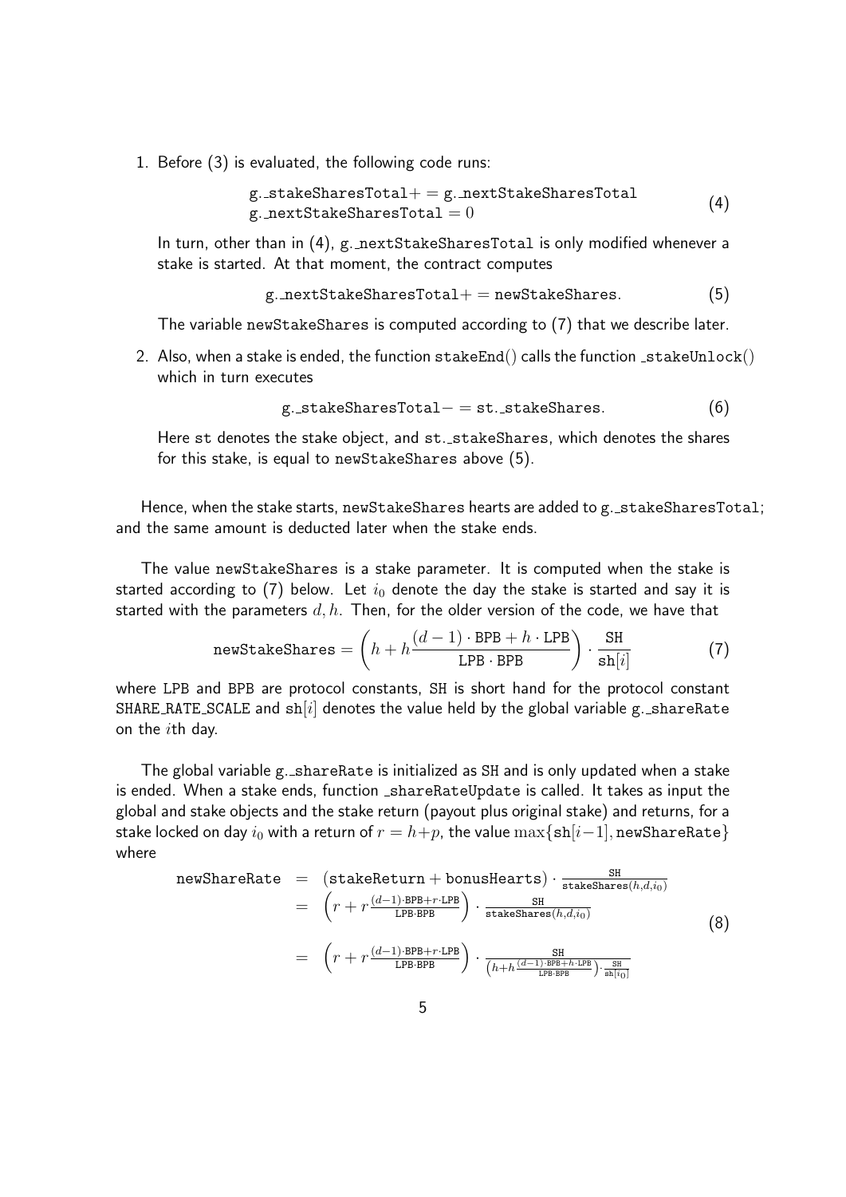1. Before (3) is evaluated, the following code runs:

$$\begin{aligned}&\texttt{g.\_stakeSharesTotal} += \texttt{g.\_nextStakeSharesTotal}\\&\texttt{g.\_nextStakeSharesTotal} = 0\end{aligned} \tag{4}$$

   In turn, other than in (4), g._nextStakeSharesTotal is only modified whenever a stake is started. At that moment, the contract computes

$$\texttt{g.\_nextStakeSharesTotal} += \texttt{newStakeShares}. \tag{5}$$

   The variable newStakeShares is computed according to (7) that we describe later.

2. Also, when a stake is ended, the function stakeEnd() calls the function _stakeUnlock() which in turn executes

$$\texttt{g.\_stakeSharesTotal} -= \texttt{st.\_stakeShares}. \tag{6}$$

   Here st denotes the stake object, and st._stakeShares, which denotes the shares for this stake, is equal to newStakeShares above (5).

Hence, when the stake starts, newStakeShares hearts are added to g._stakeSharesTotal; and the same amount is deducted later when the stake ends.

The value newStakeShares is a stake parameter. It is computed when the stake is started according to (7) below. Let $i_0$ denote the day the stake is started and say it is started with the parameters $d, h$. Then, for the older version of the code, we have that

$$\texttt{newStakeShares} = \left(h + h\frac{(d-1)\cdot \texttt{BPB} + h \cdot \texttt{LPB}}{\texttt{LPB} \cdot \texttt{BPB}}\right) \cdot \frac{\texttt{SH}}{\texttt{sh}[i]} \tag{7}$$

where LPB and BPB are protocol constants, SH is short hand for the protocol constant SHARE_RATE_SCALE and $\texttt{sh}[i]$ denotes the value held by the global variable g._shareRate on the $i$th day.

The global variable g._shareRate is initialized as SH and is only updated when a stake is ended. When a stake ends, function _shareRateUpdate is called. It takes as input the global and stake objects and the stake return (payout plus original stake) and returns, for a stake locked on day $i_0$ with a return of $r = h+p$, the value $\max\{\texttt{sh}[i-1], \texttt{newShareRate}\}$ where

$$\begin{aligned}\texttt{newShareRate} &= (\texttt{stakeReturn} + \texttt{bonusHearts}) \cdot \frac{\texttt{SH}}{\texttt{stakeShares}(h,d,i_0)}\\&= \left(r + r\frac{(d-1)\cdot\texttt{BPB} + r\cdot\texttt{LPB}}{\texttt{LPB}\cdot\texttt{BPB}}\right) \cdot \frac{\texttt{SH}}{\texttt{stakeShares}(h,d,i_0)}\\&= \left(r + r\frac{(d-1)\cdot\texttt{BPB} + r\cdot\texttt{LPB}}{\texttt{LPB}\cdot\texttt{BPB}}\right) \cdot \frac{\texttt{SH}}{\left(h + h\frac{(d-1)\cdot\texttt{BPB}+h\cdot\texttt{LPB}}{\texttt{LPB}\cdot\texttt{BPB}}\right)\cdot\frac{\texttt{SH}}{\texttt{sh}[i_0]}}\end{aligned} \tag{8}$$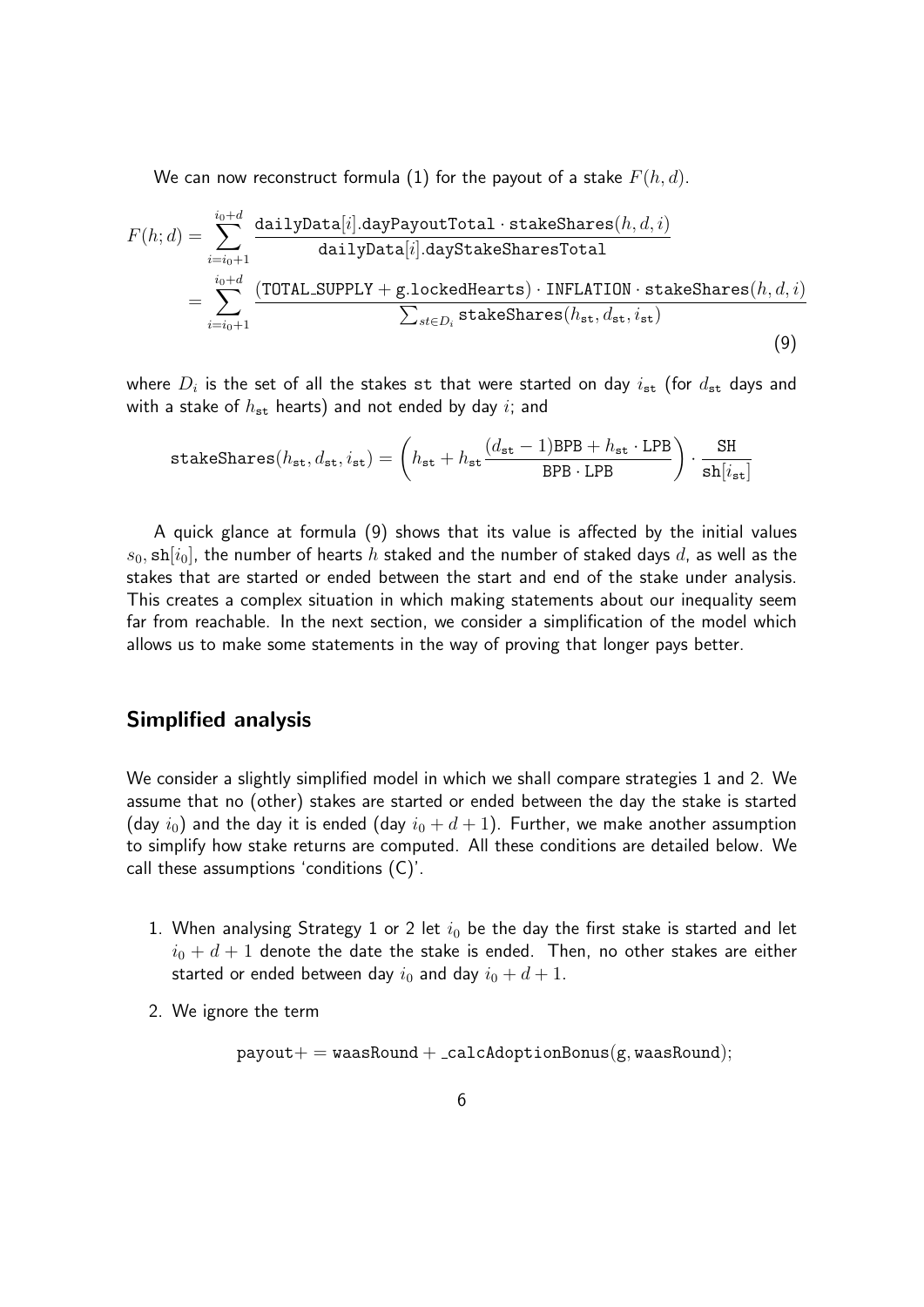We can now reconstruct formula (1) for the payout of a stake $F(h, d)$.

$$
\begin{aligned}
F(h; d) &= \sum_{i=i_0+1}^{i_0+d} \frac{\texttt{dailyData}[i].\texttt{dayPayoutTotal} \cdot \texttt{stakeShares}(h, d, i)}{\texttt{dailyData}[i].\texttt{dayStakeSharesTotal}} \\
&= \sum_{i=i_0+1}^{i_0+d} \frac{(\texttt{TOTAL\_SUPPLY} + \texttt{g.lockedHearts}) \cdot \texttt{INFLATION} \cdot \texttt{stakeShares}(h, d, i)}{\sum_{st \in D_i} \texttt{stakeShares}(h_{\texttt{st}}, d_{\texttt{st}}, i_{\texttt{st}})}
\end{aligned}
\tag{9}
$$

where $D_i$ is the set of all the stakes st that were started on day $i_{\texttt{st}}$ (for $d_{\texttt{st}}$ days and with a stake of $h_{\texttt{st}}$ hearts) and not ended by day $i$; and

$$
\texttt{stakeShares}(h_{\texttt{st}}, d_{\texttt{st}}, i_{\texttt{st}}) = \left( h_{\texttt{st}} + h_{\texttt{st}} \frac{(d_{\texttt{st}} - 1)\texttt{BPB} + h_{\texttt{st}} \cdot \texttt{LPB}}{\texttt{BPB} \cdot \texttt{LPB}} \right) \cdot \frac{\texttt{SH}}{\texttt{sh}[i_{\texttt{st}}]}
$$

A quick glance at formula (9) shows that its value is affected by the initial values $s_0, \texttt{sh}[i_0]$, the number of hearts $h$ staked and the number of staked days $d$, as well as the stakes that are started or ended between the start and end of the stake under analysis. This creates a complex situation in which making statements about our inequality seem far from reachable. In the next section, we consider a simplification of the model which allows us to make some statements in the way of proving that longer pays better.

## Simplified analysis

We consider a slightly simplified model in which we shall compare strategies 1 and 2. We assume that no (other) stakes are started or ended between the day the stake is started (day $i_0$) and the day it is ended (day $i_0 + d + 1$). Further, we make another assumption to simplify how stake returns are computed. All these conditions are detailed below. We call these assumptions 'conditions (C)'.

1. When analysing Strategy 1 or 2 let $i_0$ be the day the first stake is started and let $i_0 + d + 1$ denote the date the stake is ended. Then, no other stakes are either started or ended between day $i_0$ and day $i_0 + d + 1$.

2. We ignore the term

$$
\texttt{payout}+ = \texttt{waasRound} + \texttt{\_calcAdoptionBonus}(\texttt{g}, \texttt{waasRound});
$$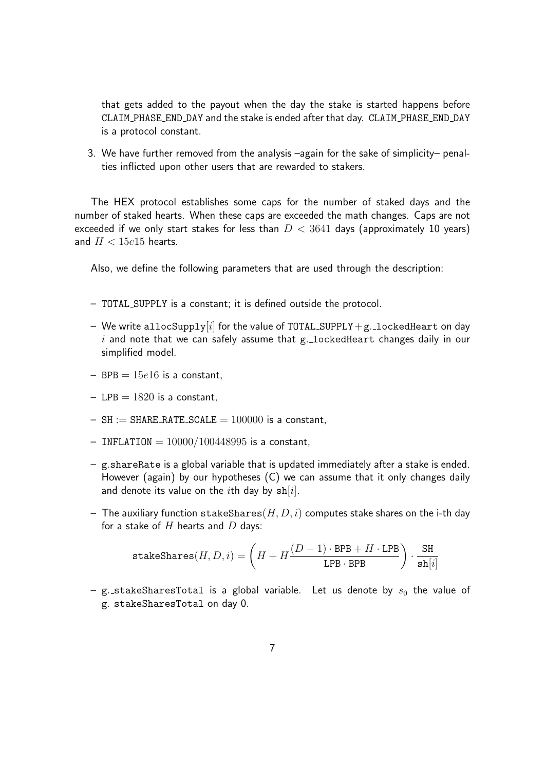that gets added to the payout when the day the stake is started happens before CLAIM_PHASE_END_DAY and the stake is ended after that day. CLAIM_PHASE_END_DAY is a protocol constant.

3. We have further removed from the analysis –again for the sake of simplicity– penalties inflicted upon other users that are rewarded to stakers.

The HEX protocol establishes some caps for the number of staked days and the number of staked hearts. When these caps are exceeded the math changes. Caps are not exceeded if we only start stakes for less than $D < 3641$ days (approximately 10 years) and $H < 15e15$ hearts.

Also, we define the following parameters that are used through the description:

- TOTAL_SUPPLY is a constant; it is defined outside the protocol.
- We write allocSupply$[i]$ for the value of TOTAL_SUPPLY$+$g._lockedHeart on day $i$ and note that we can safely assume that g._lockedHeart changes daily in our simplified model.
- $\texttt{BPB} = 15e16$ is a constant,
- $\texttt{LPB} = 1820$ is a constant,
- $\texttt{SH} := \texttt{SHARE\_RATE\_SCALE} = 100000$ is a constant,
- $\texttt{INFLATION} = 10000/100448995$ is a constant,
- g.shareRate is a global variable that is updated immediately after a stake is ended. However (again) by our hypotheses (C) we can assume that it only changes daily and denote its value on the $i$th day by $\texttt{sh}[i]$.
- The auxiliary function $\texttt{stakeShares}(H, D, i)$ computes stake shares on the i-th day for a stake of $H$ hearts and $D$ days:

$$\texttt{stakeShares}(H, D, i) = \left( H + H\frac{(D-1) \cdot \texttt{BPB} + H \cdot \texttt{LPB}}{\texttt{LPB} \cdot \texttt{BPB}} \right) \cdot \frac{\texttt{SH}}{\texttt{sh}[i]}$$

- g._stakeSharesTotal is a global variable. Let us denote by $s_0$ the value of g._stakeSharesTotal on day 0.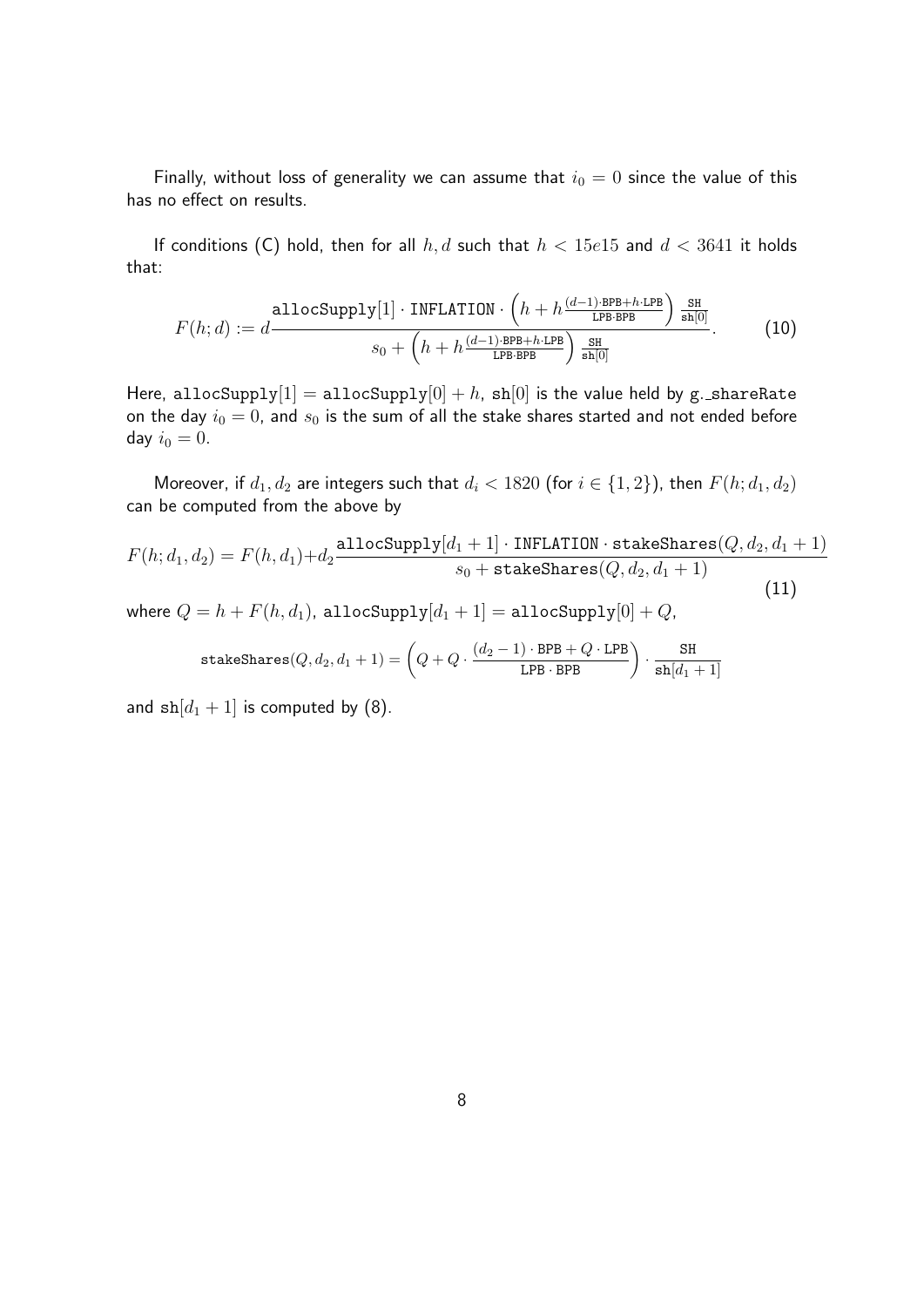Finally, without loss of generality we can assume that $i_0 = 0$ since the value of this has no effect on results.

If conditions (C) hold, then for all $h, d$ such that $h < 15e15$ and $d < 3641$ it holds that:

$$F(h; d) := d \frac{\texttt{allocSupply}[1] \cdot \texttt{INFLATION} \cdot \left(h + h \frac{(d-1)\cdot\texttt{BPB} + h\cdot\texttt{LPB}}{\texttt{LPB}\cdot\texttt{BPB}}\right) \frac{\texttt{SH}}{\texttt{sh}[0]}}{s_0 + \left(h + h \frac{(d-1)\cdot\texttt{BPB} + h\cdot\texttt{LPB}}{\texttt{LPB}\cdot\texttt{BPB}}\right) \frac{\texttt{SH}}{\texttt{sh}[0]}}. \tag{10}$$

Here, $\texttt{allocSupply}[1] = \texttt{allocSupply}[0] + h$, $\texttt{sh}[0]$ is the value held by `g._shareRate` on the day $i_0 = 0$, and $s_0$ is the sum of all the stake shares started and not ended before day $i_0 = 0$.

Moreover, if $d_1, d_2$ are integers such that $d_i < 1820$ (for $i \in \{1, 2\}$), then $F(h; d_1, d_2)$ can be computed from the above by

$$F(h; d_1, d_2) = F(h, d_1) + d_2 \frac{\texttt{allocSupply}[d_1 + 1] \cdot \texttt{INFLATION} \cdot \texttt{stakeShares}(Q, d_2, d_1 + 1)}{s_0 + \texttt{stakeShares}(Q, d_2, d_1 + 1)} \tag{11}$$

where $Q = h + F(h, d_1)$, $\texttt{allocSupply}[d_1 + 1] = \texttt{allocSupply}[0] + Q$,

$$\texttt{stakeShares}(Q, d_2, d_1 + 1) = \left(Q + Q \cdot \frac{(d_2 - 1)\cdot\texttt{BPB} + Q\cdot\texttt{LPB}}{\texttt{LPB}\cdot\texttt{BPB}}\right) \cdot \frac{\texttt{SH}}{\texttt{sh}[d_1 + 1]}$$

and $\texttt{sh}[d_1 + 1]$ is computed by (8).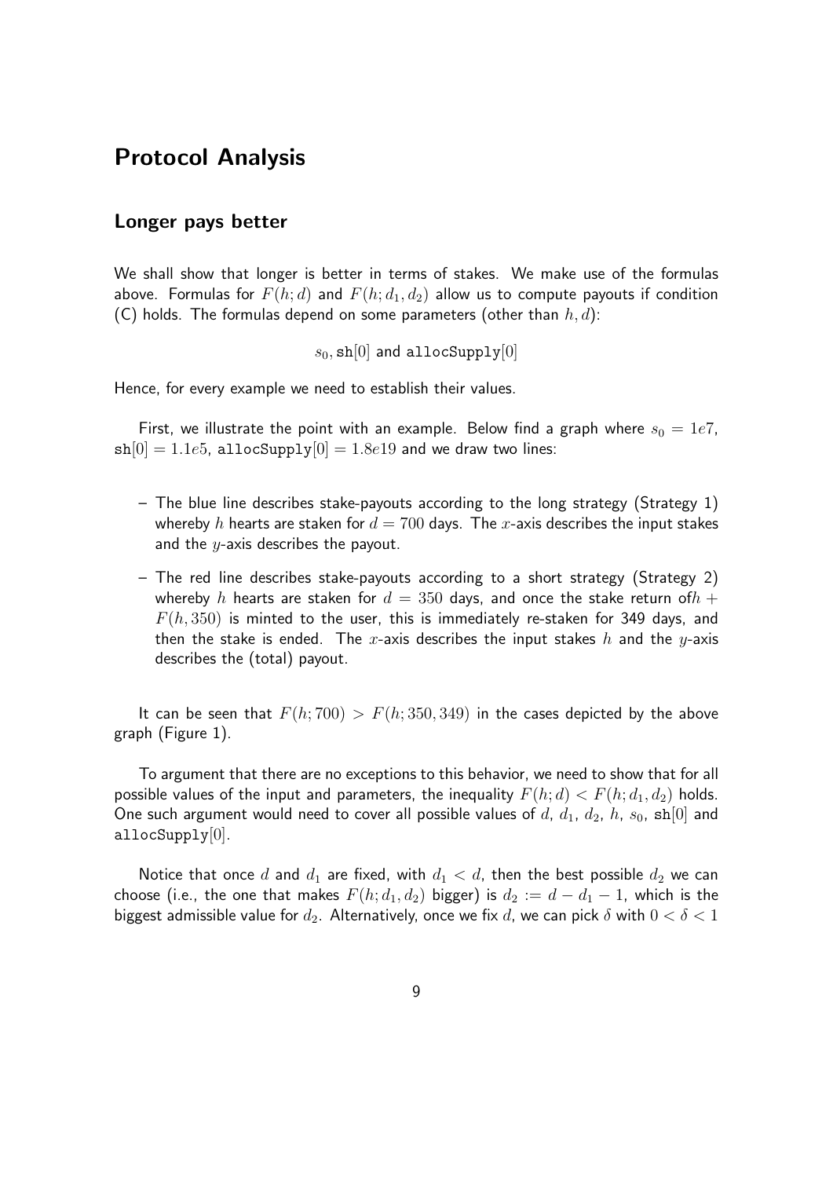## Protocol Analysis

### Longer pays better

We shall show that longer is better in terms of stakes. We make use of the formulas above. Formulas for $F(h; d)$ and $F(h; d_1, d_2)$ allow us to compute payouts if condition (C) holds. The formulas depend on some parameters (other than $h, d$):

$$s_0, \texttt{sh}[0] \text{ and } \texttt{allocSupply}[0]$$

Hence, for every example we need to establish their values.

First, we illustrate the point with an example. Below find a graph where $s_0 = 1e7$, $\texttt{sh}[0] = 1.1e5$, $\texttt{allocSupply}[0] = 1.8e19$ and we draw two lines:

- The blue line describes stake-payouts according to the long strategy (Strategy 1) whereby $h$ hearts are staken for $d = 700$ days. The $x$-axis describes the input stakes and the $y$-axis describes the payout.
- The red line describes stake-payouts according to a short strategy (Strategy 2) whereby $h$ hearts are staken for $d = 350$ days, and once the stake return of$h + F(h, 350)$ is minted to the user, this is immediately re-staken for 349 days, and then the stake is ended. The $x$-axis describes the input stakes $h$ and the $y$-axis describes the (total) payout.

It can be seen that $F(h; 700) > F(h; 350, 349)$ in the cases depicted by the above graph (Figure 1).

To argument that there are no exceptions to this behavior, we need to show that for all possible values of the input and parameters, the inequality $F(h; d) < F(h; d_1, d_2)$ holds. One such argument would need to cover all possible values of $d$, $d_1$, $d_2$, $h$, $s_0$, $\texttt{sh}[0]$ and $\texttt{allocSupply}[0]$.

Notice that once $d$ and $d_1$ are fixed, with $d_1 < d$, then the best possible $d_2$ we can choose (i.e., the one that makes $F(h; d_1, d_2)$ bigger) is $d_2 := d - d_1 - 1$, which is the biggest admissible value for $d_2$. Alternatively, once we fix $d$, we can pick $\delta$ with $0 < \delta < 1$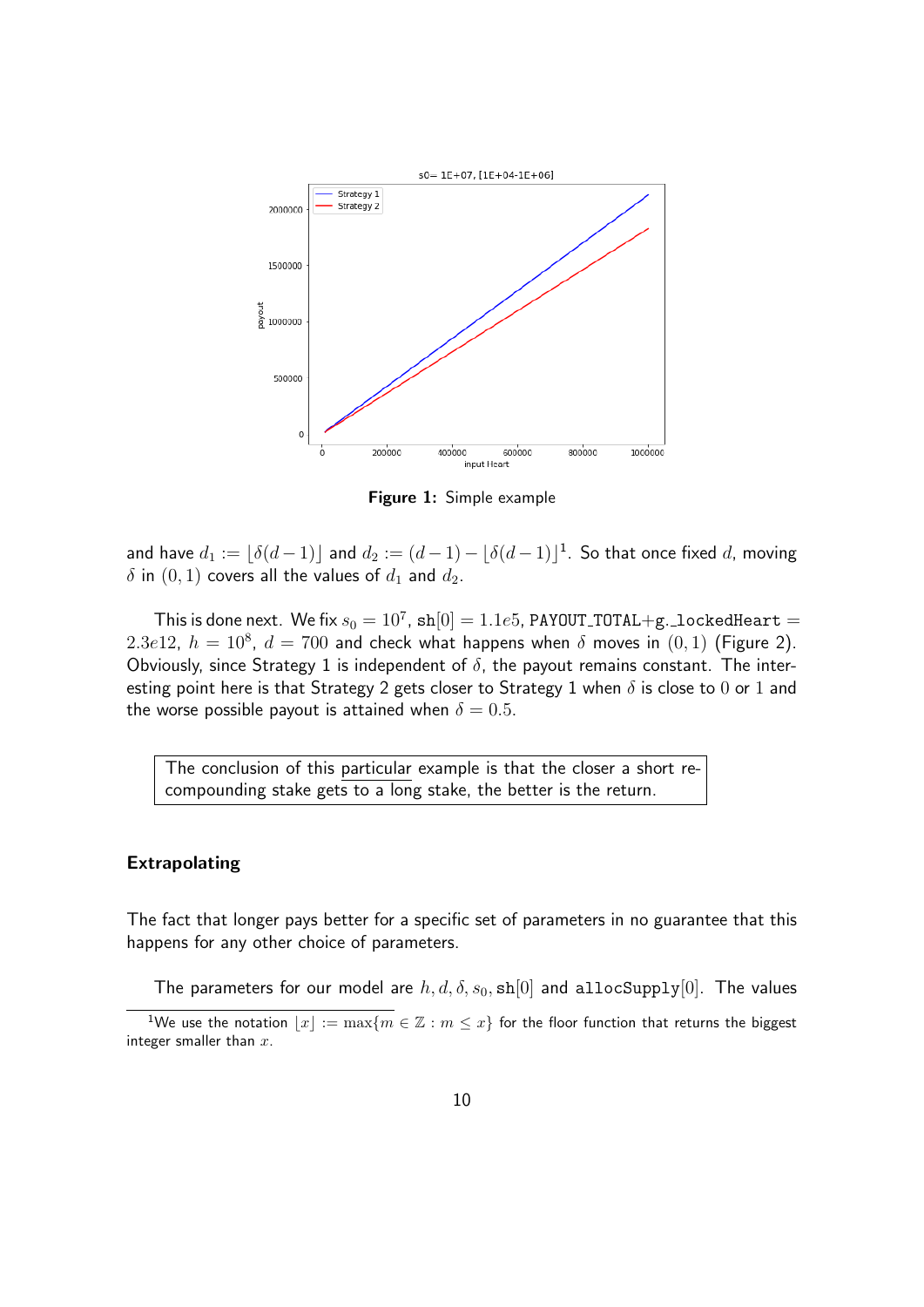**Figure 1:** Simple example

and have $d_1 := \lfloor \delta(d-1) \rfloor$ and $d_2 := (d-1) - \lfloor \delta(d-1) \rfloor$[1]. So that once fixed $d$, moving $\delta$ in $(0, 1)$ covers all the values of $d_1$ and $d_2$.

This is done next. We fix $s_0 = 10^7$, $\mathtt{sh}[0] = 1.1e5$, $\mathtt{PAYOUT\_TOTAL}$+$\mathtt{g.\_lockedHeart} = 2.3e12$, $h = 10^8$, $d = 700$ and check what happens when $\delta$ moves in $(0, 1)$ (Figure 2). Obviously, since Strategy 1 is independent of $\delta$, the payout remains constant. The interesting point here is that Strategy 2 gets closer to Strategy 1 when $\delta$ is close to $0$ or $1$ and the worse possible payout is attained when $\delta = 0.5$.

> The conclusion of this particular example is that the closer a short re-compounding stake gets to a long stake, the better is the return.

### Extrapolating

The fact that longer pays better for a specific set of parameters in no guarantee that this happens for any other choice of parameters.

The parameters for our model are $h, d, \delta, s_0, \mathtt{sh}[0]$ and $\mathtt{allocSupply}[0]$. The values

[1] We use the notation $\lfloor x \rfloor := \max\{m \in \mathbb{Z} : m \leq x\}$ for the floor function that returns the biggest integer smaller than $x$.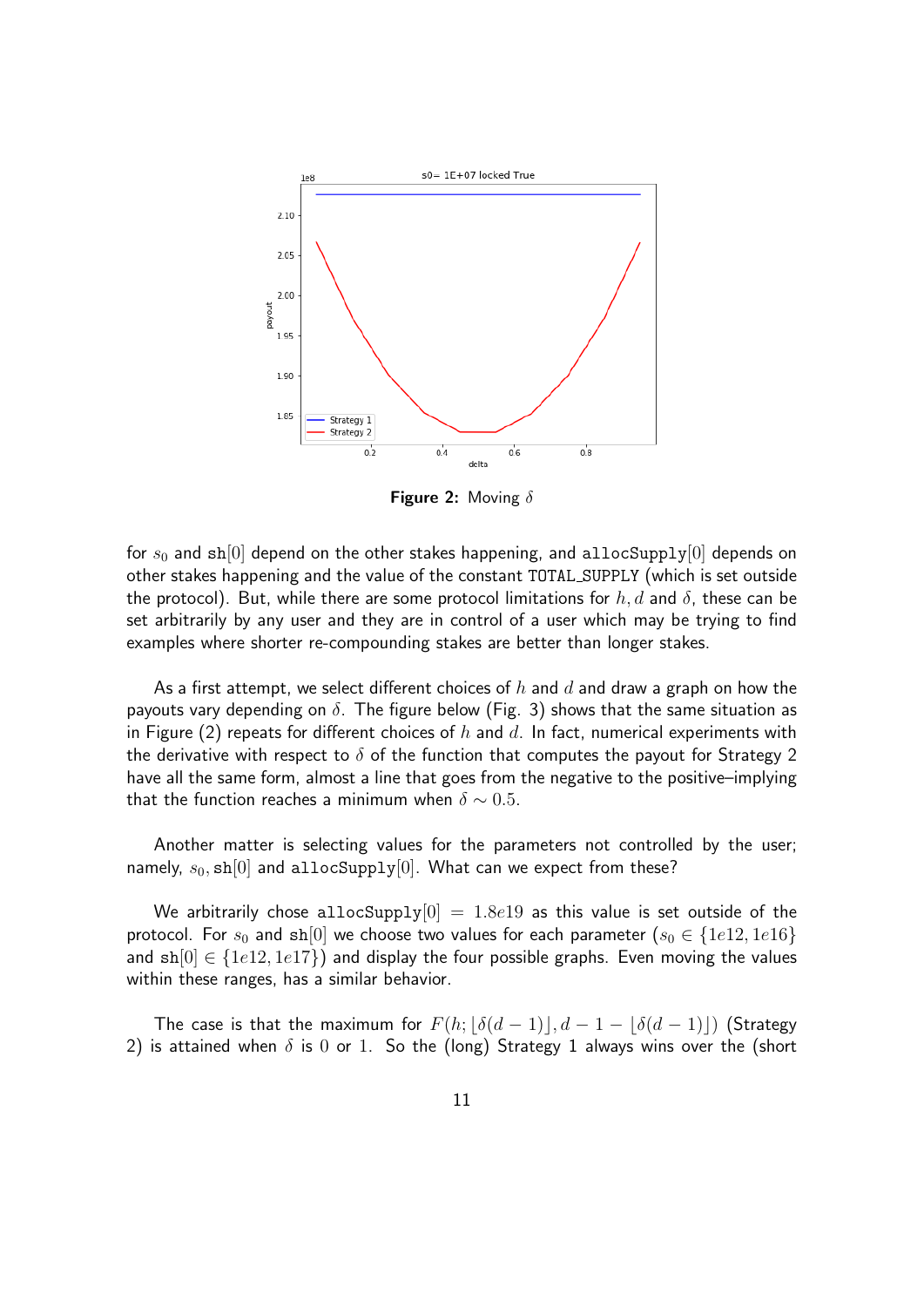**Figure 2:** Moving $\delta$

for $s_0$ and $\texttt{sh}[0]$ depend on the other stakes happening, and $\texttt{allocSupply}[0]$ depends on other stakes happening and the value of the constant TOTAL_SUPPLY (which is set outside the protocol). But, while there are some protocol limitations for $h, d$ and $\delta$, these can be set arbitrarily by any user and they are in control of a user which may be trying to find examples where shorter re-compounding stakes are better than longer stakes.

As a first attempt, we select different choices of $h$ and $d$ and draw a graph on how the payouts vary depending on $\delta$. The figure below (Fig. 3) shows that the same situation as in Figure (2) repeats for different choices of $h$ and $d$. In fact, numerical experiments with the derivative with respect to $\delta$ of the function that computes the payout for Strategy 2 have all the same form, almost a line that goes from the negative to the positive–implying that the function reaches a minimum when $\delta \sim 0.5$.

Another matter is selecting values for the parameters not controlled by the user; namely, $s_0, \texttt{sh}[0]$ and $\texttt{allocSupply}[0]$. What can we expect from these?

We arbitrarily chose $\texttt{allocSupply}[0] = 1.8e19$ as this value is set outside of the protocol. For $s_0$ and $\texttt{sh}[0]$ we choose two values for each parameter ($s_0 \in \{1e12, 1e16\}$ and $\texttt{sh}[0] \in \{1e12, 1e17\}$) and display the four possible graphs. Even moving the values within these ranges, has a similar behavior.

The case is that the maximum for $F(h; \lfloor \delta(d-1) \rfloor, d-1-\lfloor \delta(d-1) \rfloor)$ (Strategy 2) is attained when $\delta$ is 0 or 1. So the (long) Strategy 1 always wins over the (short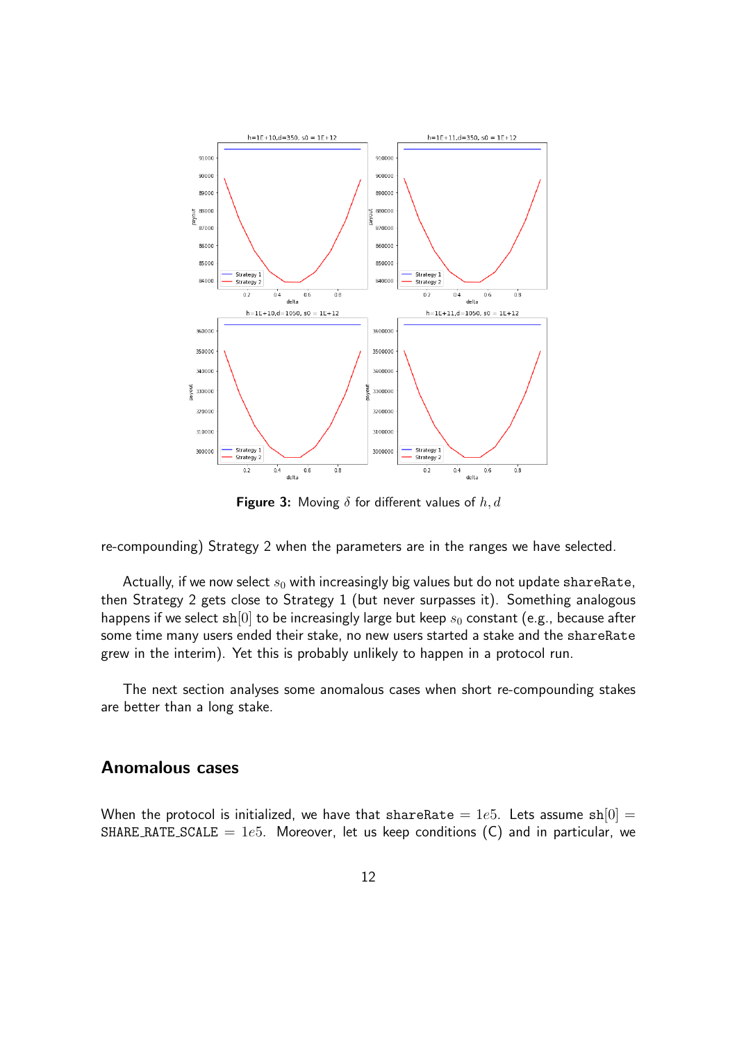**Figure 3:** Moving $\delta$ for different values of $h, d$

re-compounding) Strategy 2 when the parameters are in the ranges we have selected.

Actually, if we now select $s_0$ with increasingly big values but do not update shareRate, then Strategy 2 gets close to Strategy 1 (but never surpasses it). Something analogous happens if we select $\mathtt{sh}[0]$ to be increasingly large but keep $s_0$ constant (e.g., because after some time many users ended their stake, no new users started a stake and the shareRate grew in the interim). Yet this is probably unlikely to happen in a protocol run.

The next section analyses some anomalous cases when short re-compounding stakes are better than a long stake.

## Anomalous cases

When the protocol is initialized, we have that shareRate $= 1e5$. Lets assume $\mathtt{sh}[0] =$ SHARE_RATE_SCALE $= 1e5$. Moreover, let us keep conditions (C) and in particular, we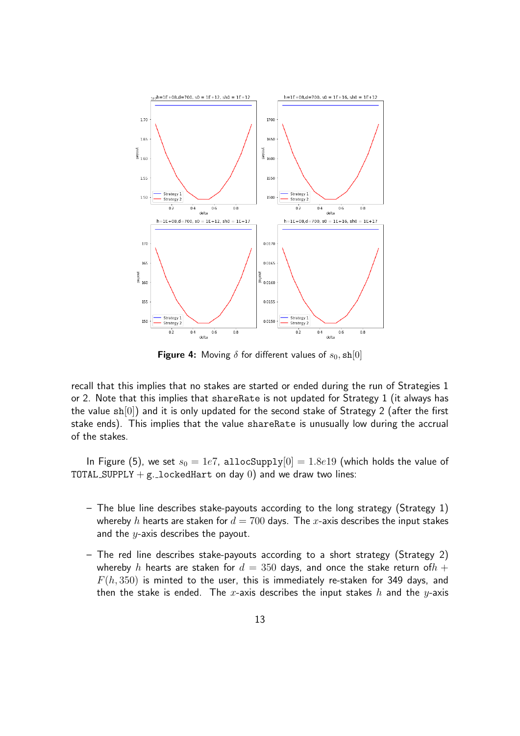Figure 4: Moving $\delta$ for different values of $s_0, \mathtt{sh}[0]$

recall that this implies that no stakes are started or ended during the run of Strategies 1 or 2. Note that this implies that shareRate is not updated for Strategy 1 (it always has the value $\mathtt{sh}[0]$) and it is only updated for the second stake of Strategy 2 (after the first stake ends). This implies that the value shareRate is unusually low during the accrual of the stakes.

In Figure (5), we set $s_0 = 1e7$, $\mathtt{allocSupply}[0] = 1.8e19$ (which holds the value of TOTAL_SUPPLY + g._lockedHart on day 0) and we draw two lines:

- The blue line describes stake-payouts according to the long strategy (Strategy 1) whereby $h$ hearts are staken for $d = 700$ days. The $x$-axis describes the input stakes and the $y$-axis describes the payout.
- The red line describes stake-payouts according to a short strategy (Strategy 2) whereby $h$ hearts are staken for $d = 350$ days, and once the stake return of $h + F(h, 350)$ is minted to the user, this is immediately re-staken for 349 days, and then the stake is ended. The $x$-axis describes the input stakes $h$ and the $y$-axis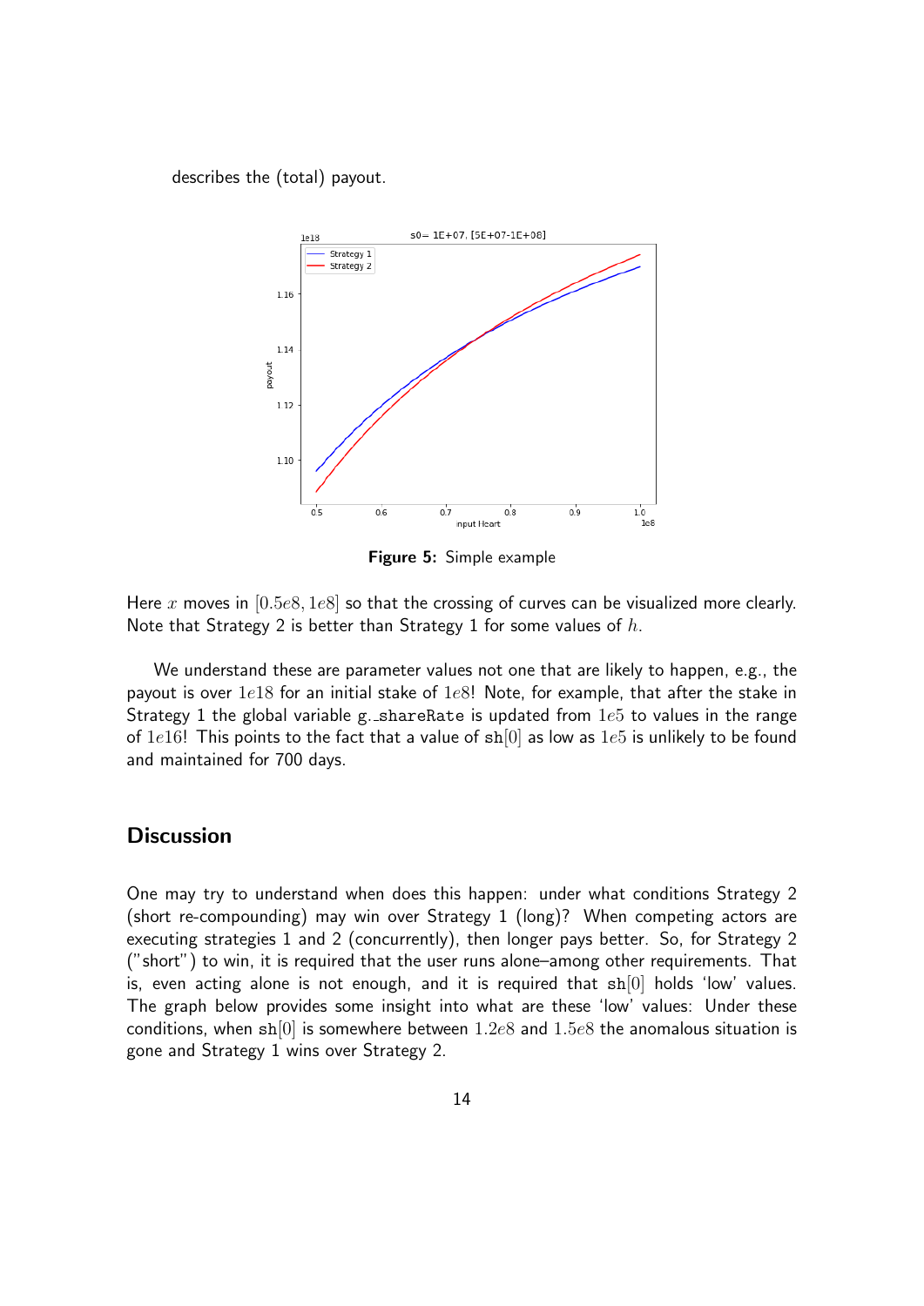describes the (total) payout.

**Figure 5:** Simple example

Here $x$ moves in $[0.5e8, 1e8]$ so that the crossing of curves can be visualized more clearly. Note that Strategy 2 is better than Strategy 1 for some values of $h$.

We understand these are parameter values not one that are likely to happen, e.g., the payout is over $1e18$ for an initial stake of $1e8$! Note, for example, that after the stake in Strategy 1 the global variable `g._shareRate` is updated from $1e5$ to values in the range of $1e16$! This points to the fact that a value of $\mathtt{sh}[0]$ as low as $1e5$ is unlikely to be found and maintained for 700 days.

## Discussion

One may try to understand when does this happen: under what conditions Strategy 2 (short re-compounding) may win over Strategy 1 (long)? When competing actors are executing strategies 1 and 2 (concurrently), then longer pays better. So, for Strategy 2 ("short") to win, it is required that the user runs alone–among other requirements. That is, even acting alone is not enough, and it is required that $\mathtt{sh}[0]$ holds 'low' values. The graph below provides some insight into what are these 'low' values: Under these conditions, when $\mathtt{sh}[0]$ is somewhere between $1.2e8$ and $1.5e8$ the anomalous situation is gone and Strategy 1 wins over Strategy 2.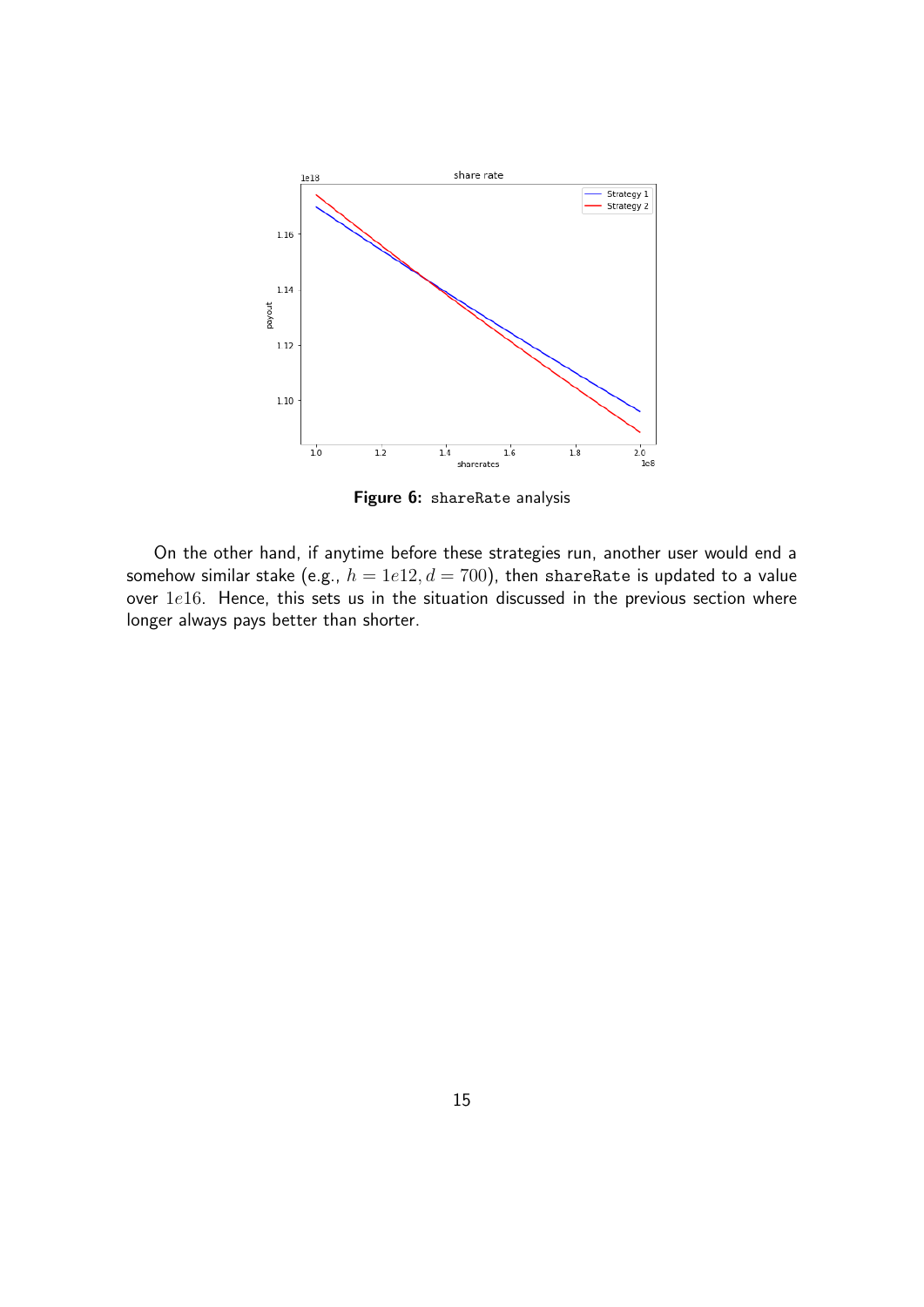Figure 6: `shareRate` analysis

On the other hand, if anytime before these strategies run, another user would end a somehow similar stake (e.g., $h = 1e12, d = 700$), then `shareRate` is updated to a value over $1e16$. Hence, this sets us in the situation discussed in the previous section where longer always pays better than shorter.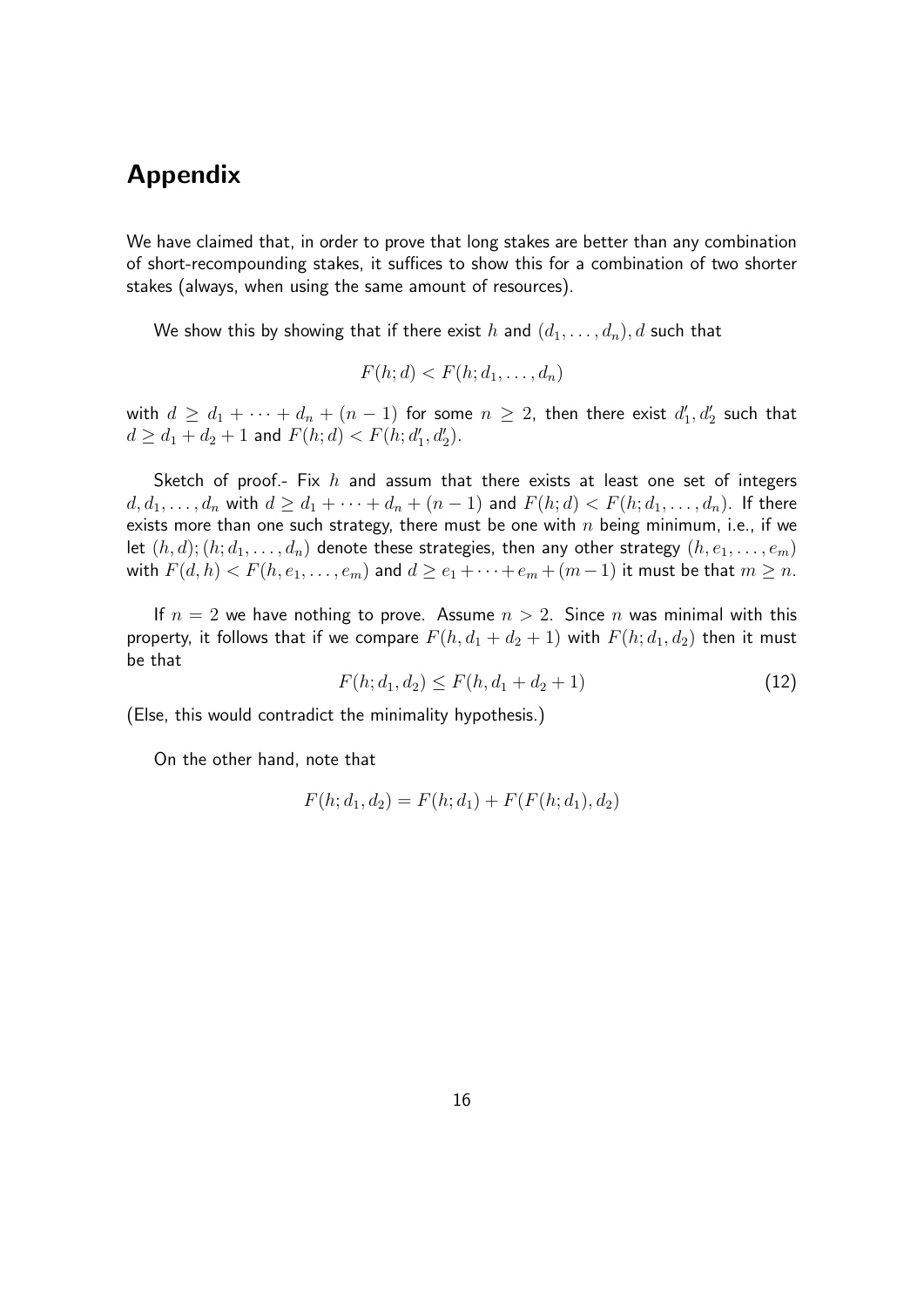## Appendix

We have claimed that, in order to prove that long stakes are better than any combination of short-recompounding stakes, it suffices to show this for a combination of two shorter stakes (always, when using the same amount of resources).

We show this by showing that if there exist $h$ and $(d_1, \ldots, d_n), d$ such that

$$F(h; d) < F(h; d_1, \ldots, d_n)$$

with $d \geq d_1 + \cdots + d_n + (n-1)$ for some $n \geq 2$, then there exist $d_1', d_2'$ such that $d \geq d_1 + d_2 + 1$ and $F(h; d) < F(h; d_1', d_2')$.

Sketch of proof.- Fix $h$ and assum that there exists at least one set of integers $d, d_1, \ldots, d_n$ with $d \geq d_1 + \cdots + d_n + (n-1)$ and $F(h; d) < F(h; d_1, \ldots, d_n)$. If there exists more than one such strategy, there must be one with $n$ being minimum, i.e., if we let $(h, d); (h; d_1, \ldots, d_n)$ denote these strategies, then any other strategy $(h, e_1, \ldots, e_m)$ with $F(d, h) < F(h, e_1, \ldots, e_m)$ and $d \geq e_1 + \cdots + e_m + (m-1)$ it must be that $m \geq n$.

If $n = 2$ we have nothing to prove. Assume $n > 2$. Since $n$ was minimal with this property, it follows that if we compare $F(h, d_1 + d_2 + 1)$ with $F(h; d_1, d_2)$ then it must be that

$$F(h; d_1, d_2) \leq F(h, d_1 + d_2 + 1) \tag{12}$$

(Else, this would contradict the minimality hypothesis.)

On the other hand, note that

$$F(h; d_1, d_2) = F(h; d_1) + F(F(h; d_1), d_2)$$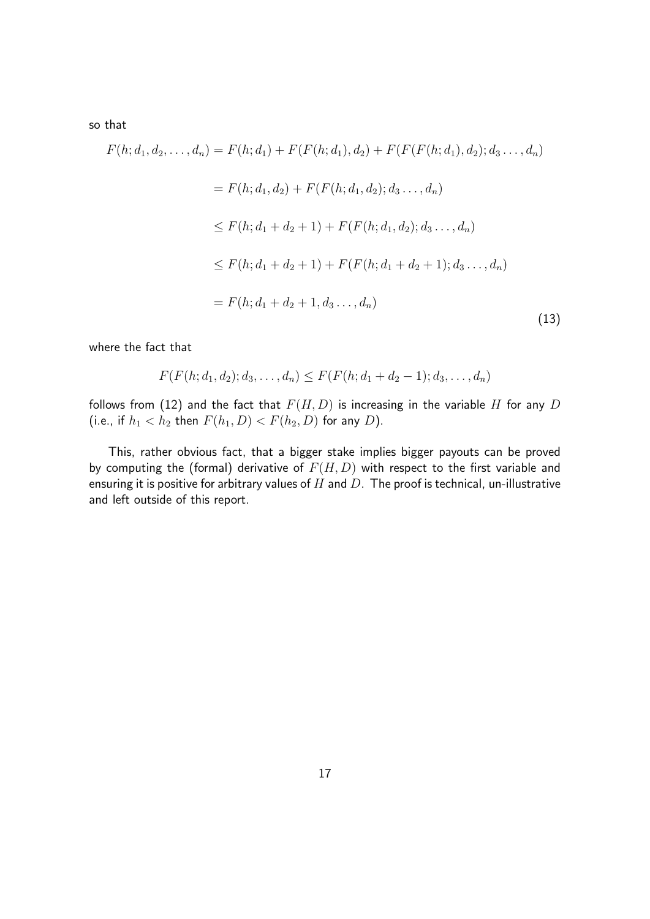so that

$$
\begin{aligned}
F(h; d_1, d_2, \ldots, d_n) &= F(h; d_1) + F(F(h; d_1), d_2) + F(F(F(h; d_1), d_2); d_3 \ldots, d_n) \\
&= F(h; d_1, d_2) + F(F(h; d_1, d_2); d_3 \ldots, d_n) \\
&\leq F(h; d_1 + d_2 + 1) + F(F(h; d_1, d_2); d_3 \ldots, d_n) \\
&\leq F(h; d_1 + d_2 + 1) + F(F(h; d_1 + d_2 + 1); d_3 \ldots, d_n) \\
&= F(h; d_1 + d_2 + 1, d_3 \ldots, d_n)
\end{aligned}
\tag{13}
$$

where the fact that

$$
F(F(h; d_1, d_2); d_3, \ldots, d_n) \leq F(F(h; d_1 + d_2 - 1); d_3, \ldots, d_n)
$$

follows from (12) and the fact that $F(H, D)$ is increasing in the variable $H$ for any $D$ (i.e., if $h_1 < h_2$ then $F(h_1, D) < F(h_2, D)$ for any $D$).

This, rather obvious fact, that a bigger stake implies bigger payouts can be proved by computing the (formal) derivative of $F(H, D)$ with respect to the first variable and ensuring it is positive for arbitrary values of $H$ and $D$. The proof is technical, un-illustrative and left outside of this report.